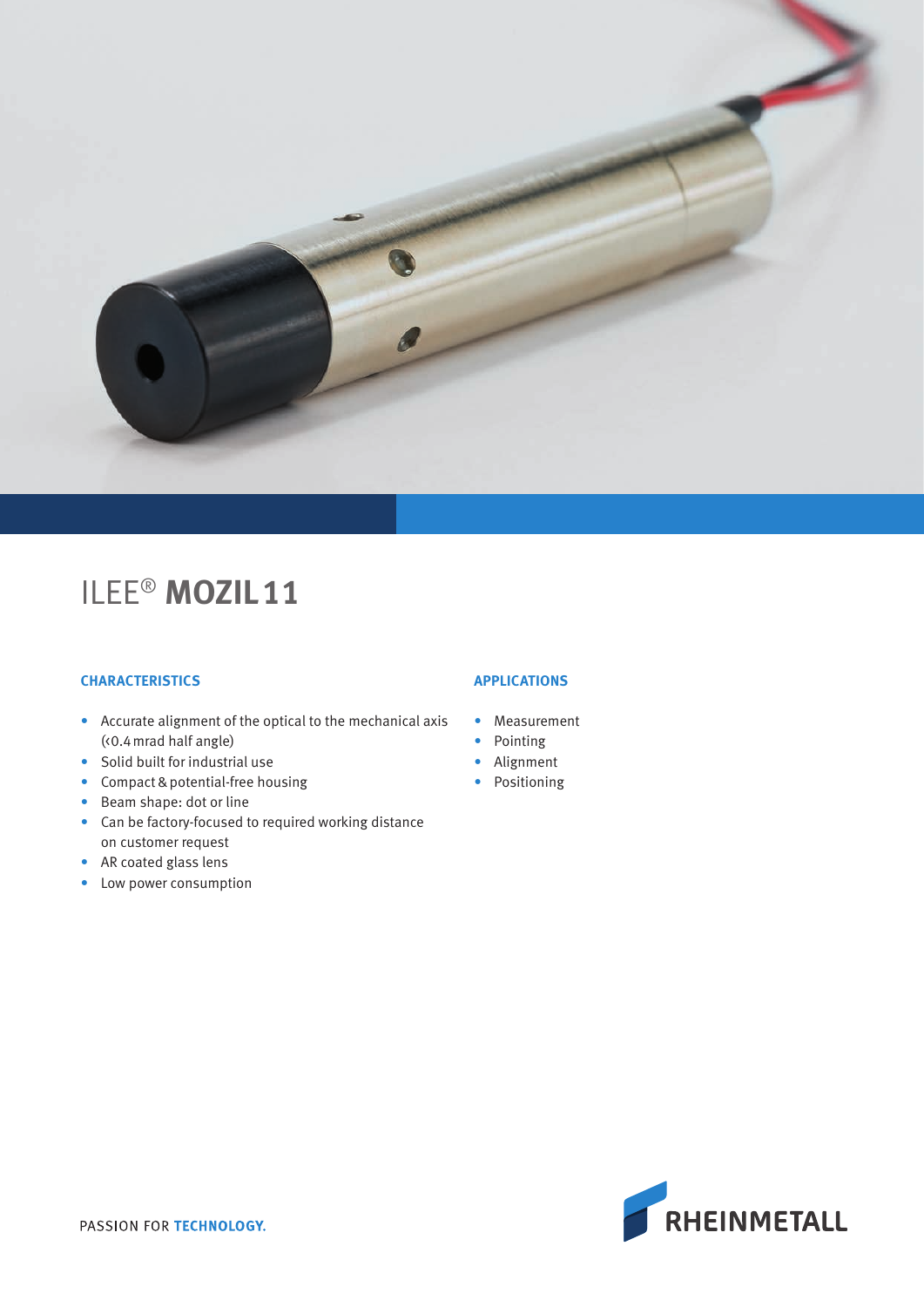# ILEE® **MOZIL 11**

## CHARACTERISTICS

- Accurate alignment of the optical to the mechanical axis (<0.4 mrad half angle)
- Solid built for industrial use
- Compact & potential-free housing
- Beam shape: dot or line
- Can be factory-focused to required working distance on customer request
- AR coated glass lens
- Low power consumption

## APPLICATIONS

- Measurement
- Pointing
- Alignment
- Positioning

PASSION FOR **TECHNOLOGY.**

RHEINMETALL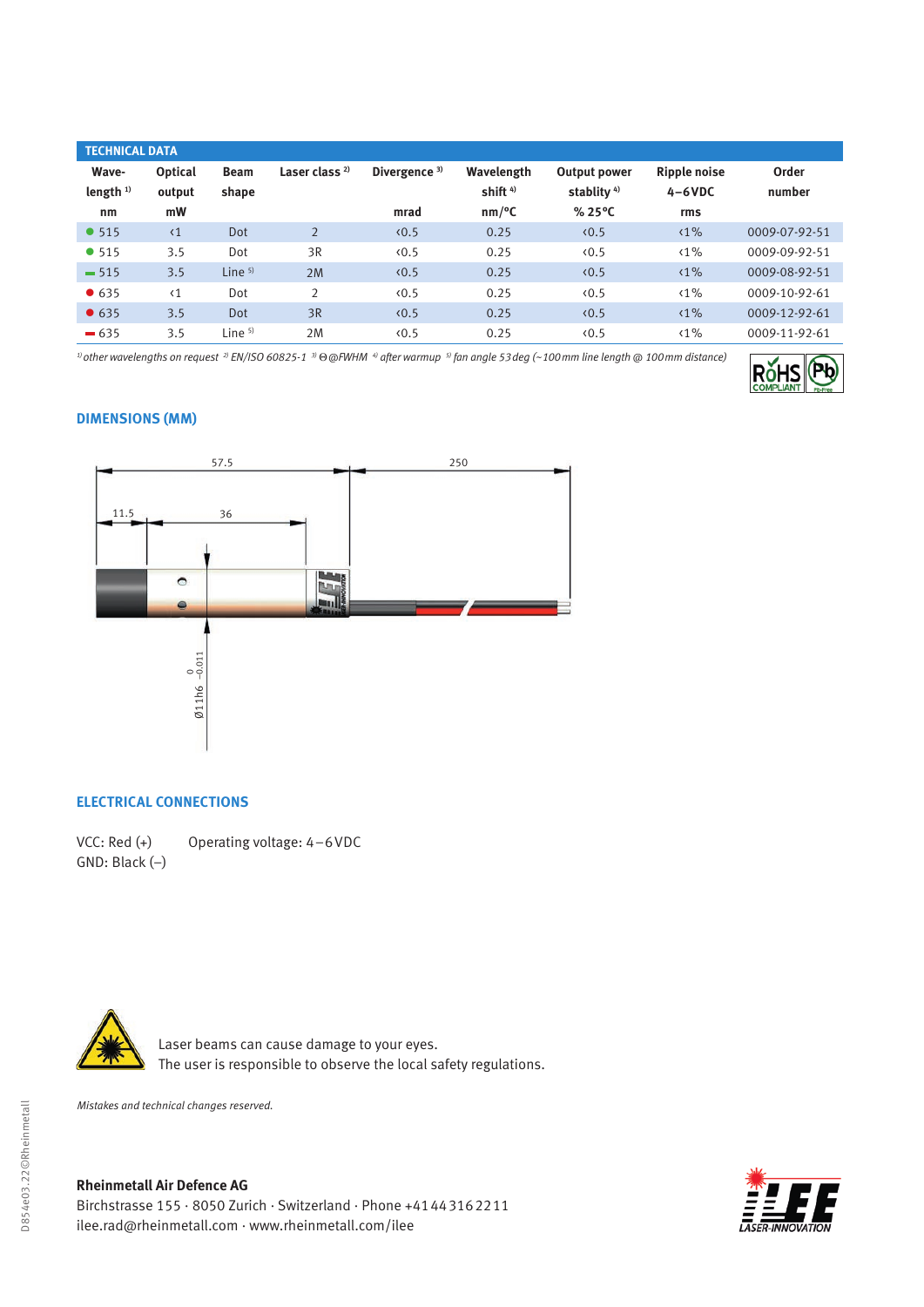## TECHNICAL DATA

| Wave-length [1] nm | Optical output mW | Beam shape | Laser class [2] | Divergence [3] mrad | Wavelength shift [4] nm/°C | Output power stablity [4] % 25°C | Ripple noise 4–6VDC rms | Order number |
|---|---|---|---|---|---|---|---|---|
| ● 515 | ‹1 | Dot | 2 | ‹0.5 | 0.25 | ‹0.5 | ‹1% | 0009-07-92-51 |
| ● 515 | 3.5 | Dot | 3R | ‹0.5 | 0.25 | ‹0.5 | ‹1% | 0009-09-92-51 |
| ▬ 515 | 3.5 | Line [5] | 2M | ‹0.5 | 0.25 | ‹0.5 | ‹1% | 0009-08-92-51 |
| ● 635 | ‹1 | Dot | 2 | ‹0.5 | 0.25 | ‹0.5 | ‹1% | 0009-10-92-61 |
| ● 635 | 3.5 | Dot | 3R | ‹0.5 | 0.25 | ‹0.5 | ‹1% | 0009-12-92-61 |
| ▬ 635 | 3.5 | Line [5] | 2M | ‹0.5 | 0.25 | ‹0.5 | ‹1% | 0009-11-92-61 |

*[1] other wavelengths on request [2] EN/ISO 60825-1 [3] Θ@FWHM [4] after warmup [5] fan angle 53deg (~100mm line length @ 100mm distance)*

RoHS COMPLIANT  Pb Pb-Free

## DIMENSIONS (MM)

57.5
250
11.5
36
Ø11h6 $^{0}_{-0.011}$

## ELECTRICAL CONNECTIONS

VCC: Red (+)  Operating voltage: 4–6VDC
GND: Black (–)

Laser beams can cause damage to your eyes.
The user is responsible to observe the local safety regulations.

*Mistakes and technical changes reserved.*

**Rheinmetall Air Defence AG**
Birchstrasse 155 · 8050 Zurich · Switzerland · Phone +41 44 316 2211
ilee.rad@rheinmetall.com · www.rheinmetall.com/ilee

ILEE LASER-INNOVATION

D854e03.22©Rheinmetall